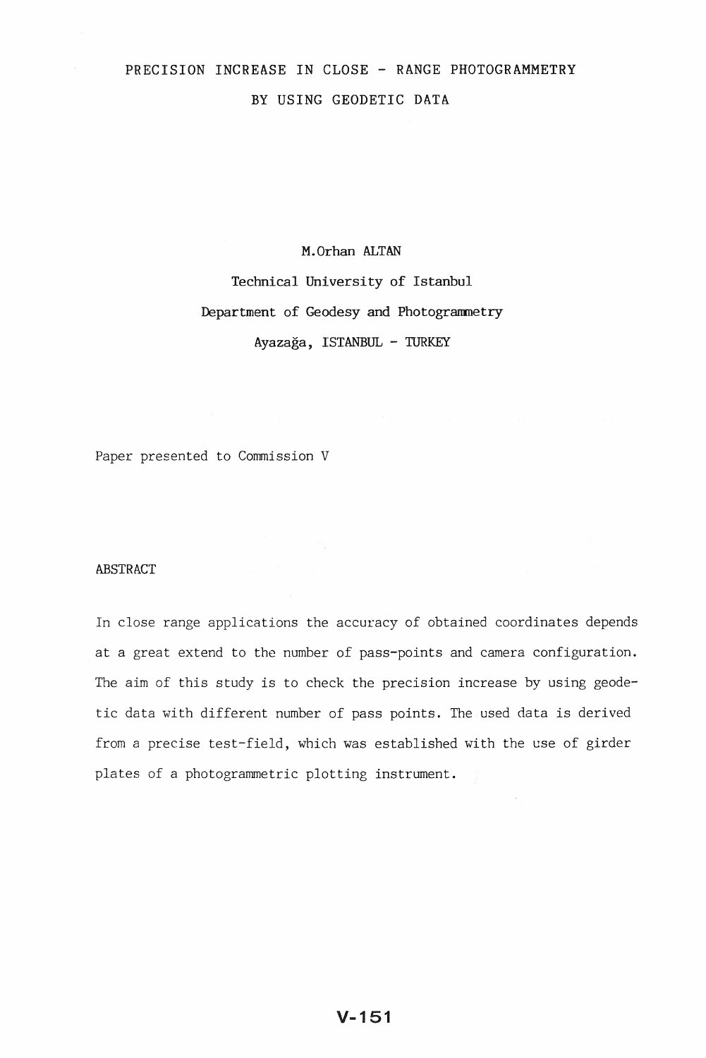# PRECISION INCREASE IN CLOSE - RANGE PHOTOGRAMMETRY BY USING GEODETIC DATA

M.Orhan ALTAN

Technical University of Istanbul

Department of Geodesy and Photogrammetry

Ayazağa, ISTANBUL - TURKEY

Paper presented to Commission V

## ABSTRACT

In close range applications the accuracy of obtained coordinates depends at a great extend to the number of pass-points and camera configuration. The aim of this study is to check the precision increase by using geodetic data with different number of pass points. The used data is derived from a precise test-field, which was established with the use of girder plates of a photogrammetric plotting instrument.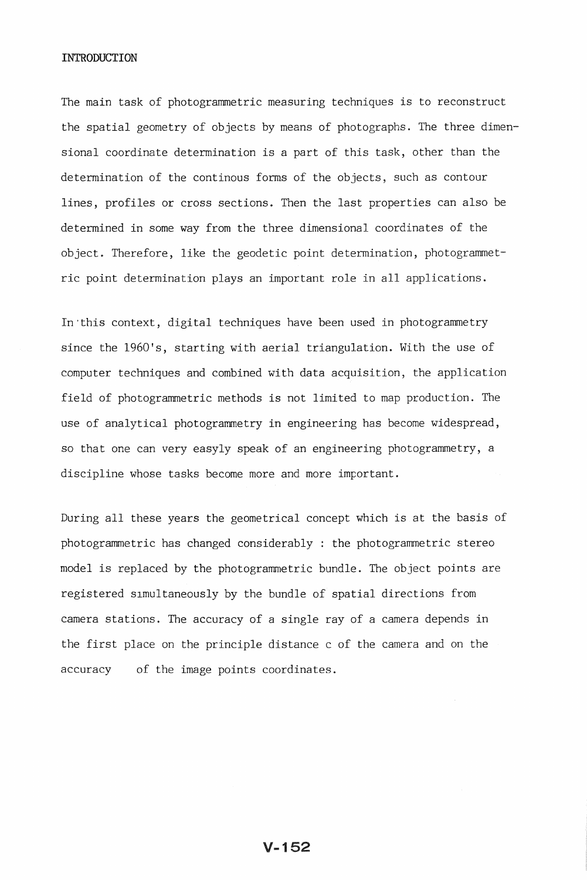## INTRODUCTION

The main task of photogrammetric measuring techniques is to reconstruct the spatial geometry of objects by means of photographs. The three dimensional coordinate determination is a part of this task, other than the determination of the continous forms of the objects, such as contour lines, profiles or cross sections. Then the last properties can also be determined in some way from the three dimensional coordinates of the object. Therefore, like the geodetic point determination, photogrammetric point determination plays an important role in all applications.

In this context, digital techniques have been used in photogrammetry since the 1960's, starting with aerial triangulation. With the use of computer techniques and combined with data acquisition, the application field of photogrammetric methods is not limited to map production. The use of analytical photogrammetry in engineering has become widespread, so that one can very easyly speak of an engineering photogrammetry, a discipline whose tasks become more and more important.

During all these years the geometrical concept which is at the basis of photogrammetric has changed considerably : the photogrammetric stereo model is replaced by the photogrammetric bundle. The object points are registered simultaneously by the bundle of spatial directions from camera stations. The accuracy of a single ray of a camera depends in the first place on the principle distance c of the camera and on the accuracy of the image points coordinates.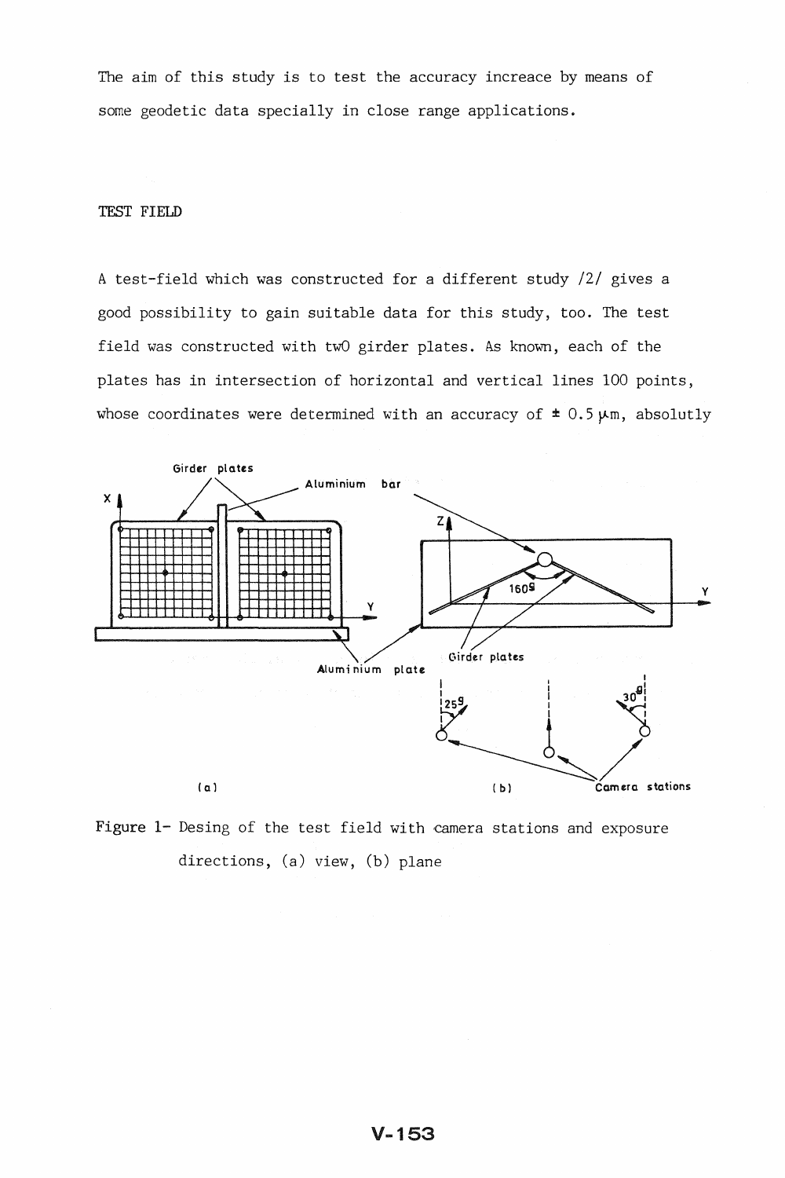The aim of this study is to test the accuracy increace by means of some geodetic data specially in close range applications.

## TEST FIELD

A test-field which was constructed for a different study /2/ gives a good possibility to gain suitable data for this study, too. The test field was constructed with twO girder plates. As known, each of the plates has in intersection of horizontal and vertical lines 100 points, whose coordinates were determined with an accuracy of ± 0.5 μm, absolutly

Figure 1- Desing of the test field with camera stations and exposure directions, (a) view, (b) plane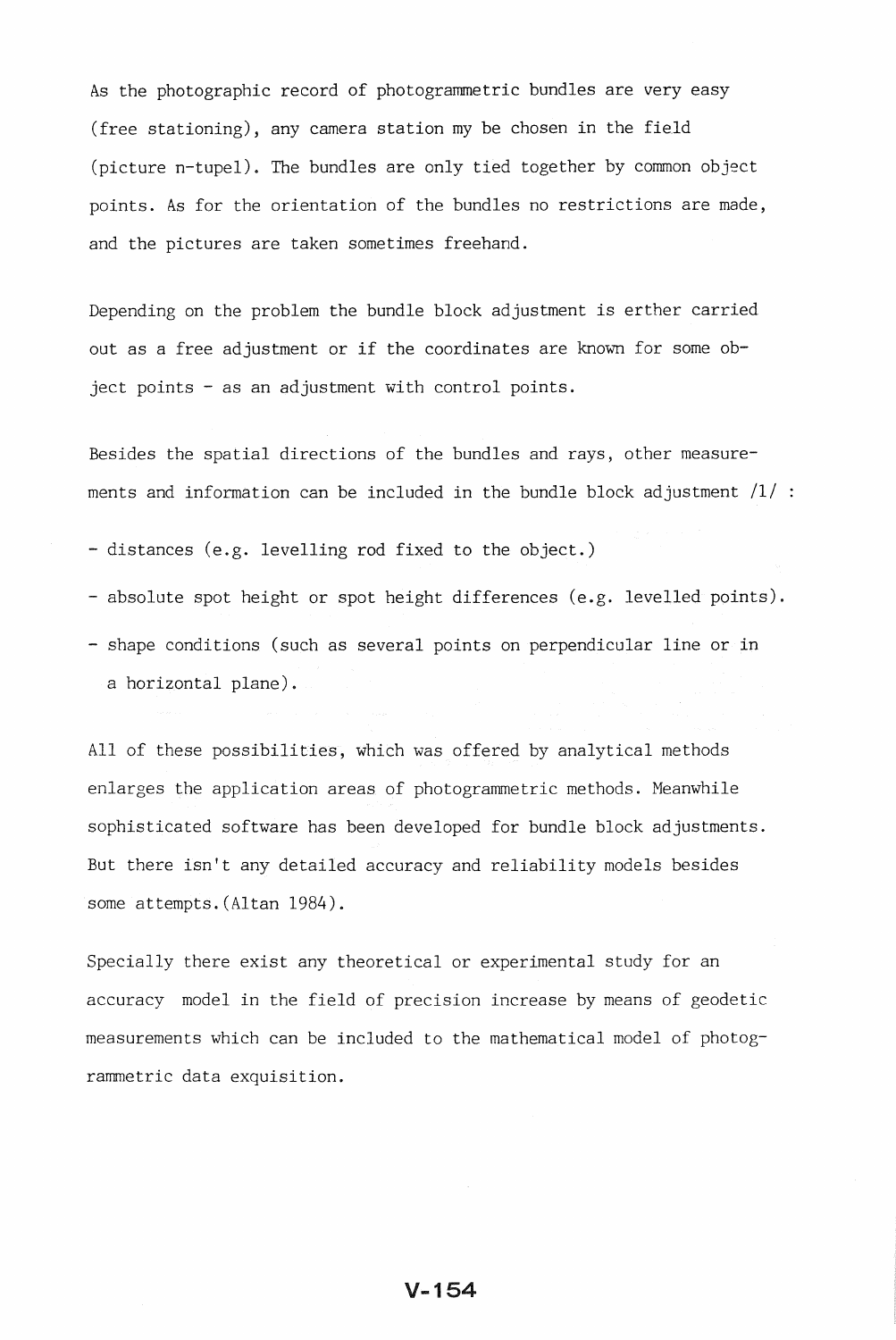As the photographic record of photogrammetric bundles are very easy (free stationing), any camera station my be chosen in the field (picture n-tupel). The bundles are only tied together by common object points. As for the orientation of the bundles no restrictions are made, and the pictures are taken sometimes freehand.

Depending on the problem the bundle block adjustment is erther carried out as a free adjustment or if the coordinates are known for some object points - as an adjustment with control points.

Besides the spatial directions of the bundles and rays, other measurements and information can be included in the bundle block adjustment /1/ :

- distances (e.g. levelling rod fixed to the object.)
- absolute spot height or spot height differences (e.g. levelled points).
- shape conditions (such as several points on perpendicular line or in a horizontal plane).

All of these possibilities, which was offered by analytical methods enlarges the application areas of photogrammetric methods. Meanwhile sophisticated software has been developed for bundle block adjustments. But there isn't any detailed accuracy and reliability models besides some attempts.(Altan 1984).

Specially there exist any theoretical or experimental study for an accuracy model in the field of precision increase by means of geodetic measurements which can be included to the mathematical model of photogrammetric data exquisition.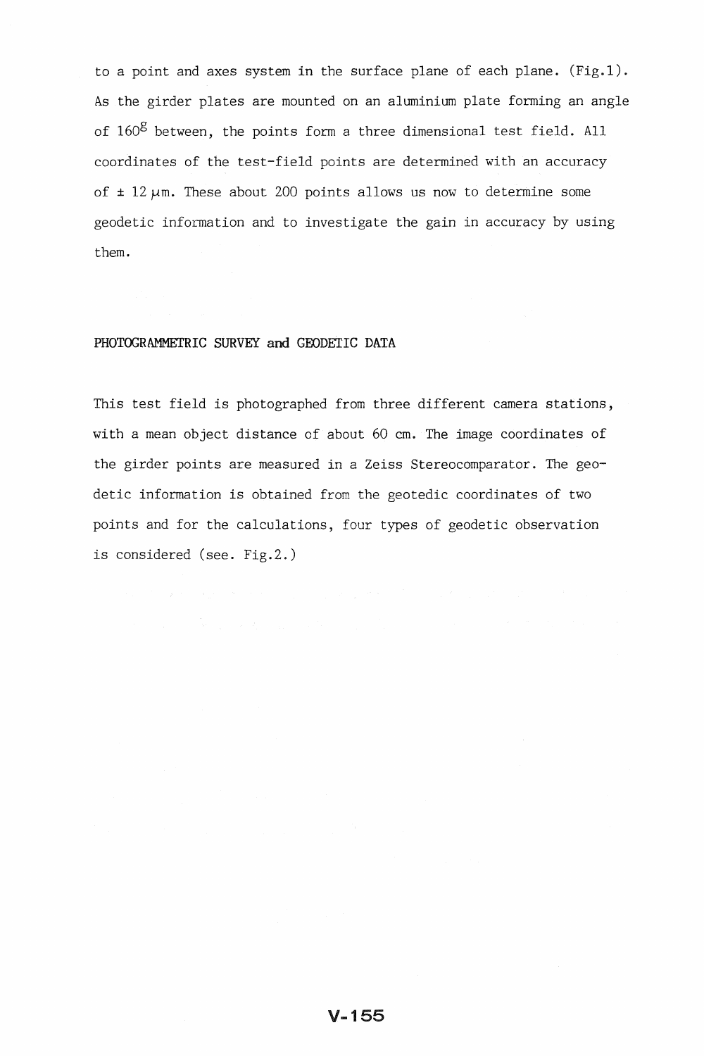to a point and axes system in the surface plane of each plane. (Fig.1). As the girder plates are mounted on an aluminium plate forming an angle of $160^{g}$ between, the points form a three dimensional test field. All coordinates of the test-field points are determined with an accuracy of $\pm$ 12 $\mu$m. These about 200 points allows us now to determine some geodetic information and to investigate the gain in accuracy by using them.

## PHOTOGRAMMETRIC SURVEY and GEODETIC DATA

This test field is photographed from three different camera stations, with a mean object distance of about 60 cm. The image coordinates of the girder points are measured in a Zeiss Stereocomparator. The geodetic information is obtained from the geotedic coordinates of two points and for the calculations, four types of geodetic observation is considered (see. Fig.2.)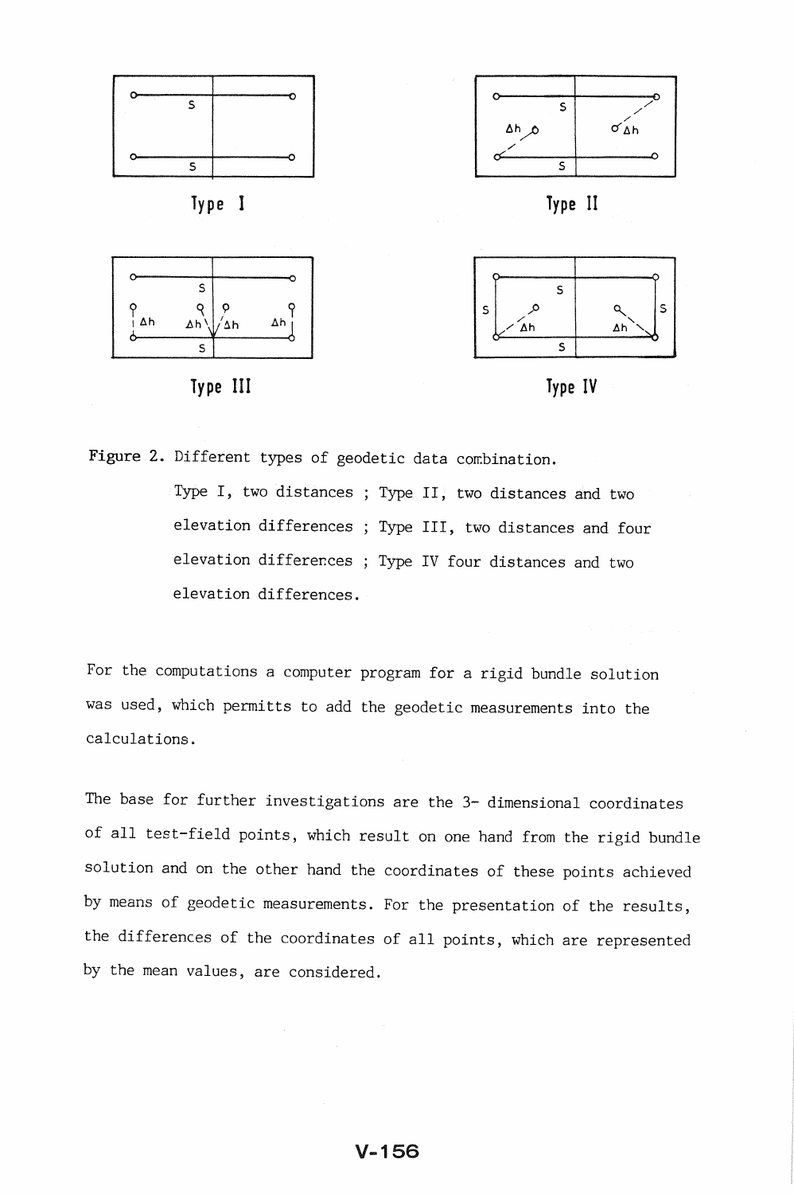Type I

Type II

Type III

Type IV

Figure 2. Different types of geodetic data combination. Type I, two distances ; Type II, two distances and two elevation differences ; Type III, two distances and four elevation differences ; Type IV four distances and two elevation differences.

For the computations a computer program for a rigid bundle solution was used, which permitts to add the geodetic measurements into the calculations.

The base for further investigations are the 3- dimensional coordinates of all test-field points, which result on one hand from the rigid bundle solution and on the other hand the coordinates of these points achieved by means of geodetic measurements. For the presentation of the results, the differences of the coordinates of all points, which are represented by the mean values, are considered.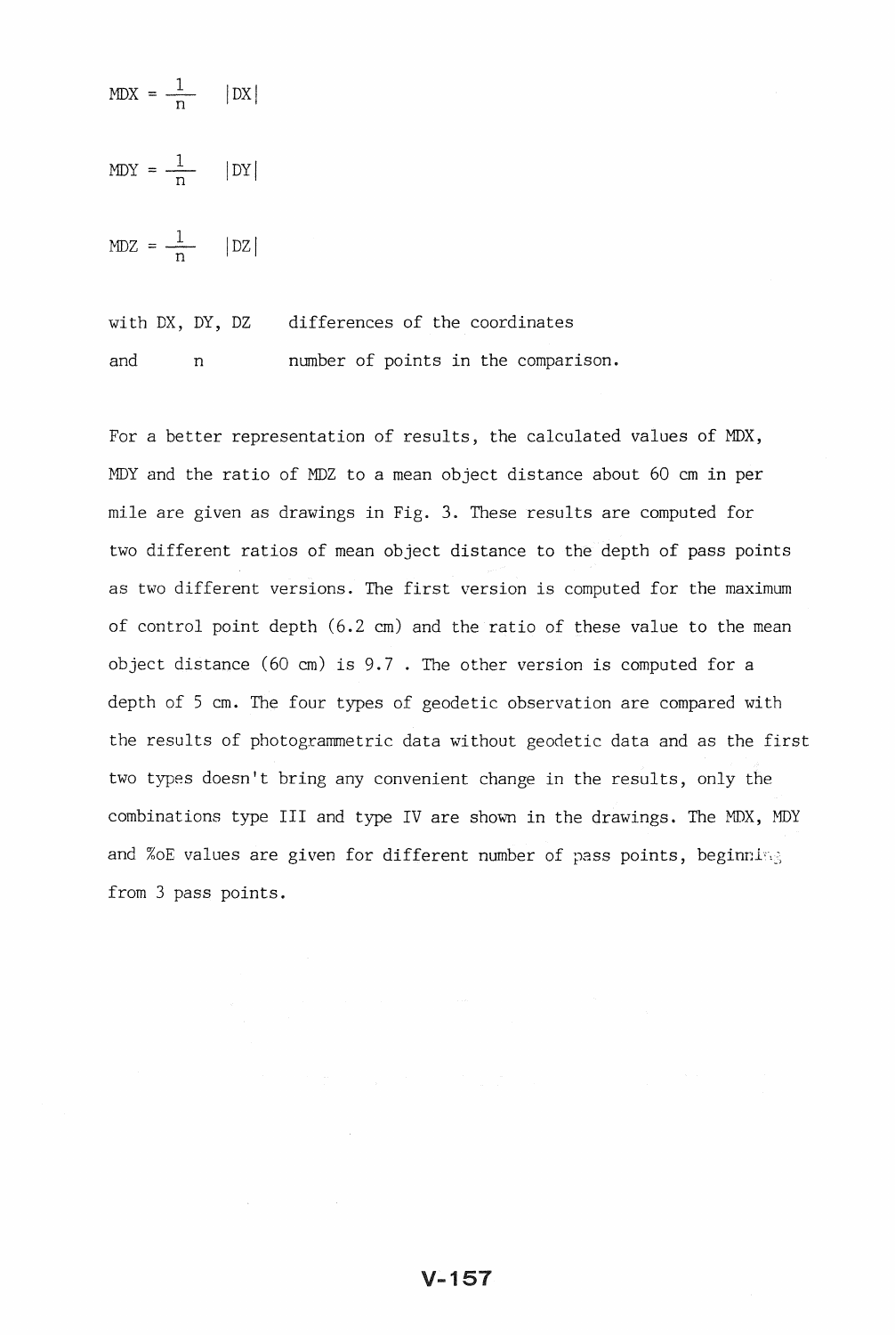$$MDX = \frac{1}{n} \quad |DX|$$

$$MDY = \frac{1}{n} \quad |DY|$$

$$MDZ = \frac{1}{n} \quad |DZ|$$

with DX, DY, DZ differences of the coordinates

and n number of points in the comparison.

For a better representation of results, the calculated values of MDX, MDY and the ratio of MDZ to a mean object distance about 60 cm in per mile are given as drawings in Fig. 3. These results are computed for two different ratios of mean object distance to the depth of pass points as two different versions. The first version is computed for the maximum of control point depth (6.2 cm) and the ratio of these value to the mean object distance (60 cm) is 9.7 . The other version is computed for a depth of 5 cm. The four types of geodetic observation are compared with the results of photogrammetric data without geodetic data and as the first two types doesn't bring any convenient change in the results, only the combinations type III and type IV are shown in the drawings. The MDX, MDY and %oE values are given for different number of pass points, beginning from 3 pass points.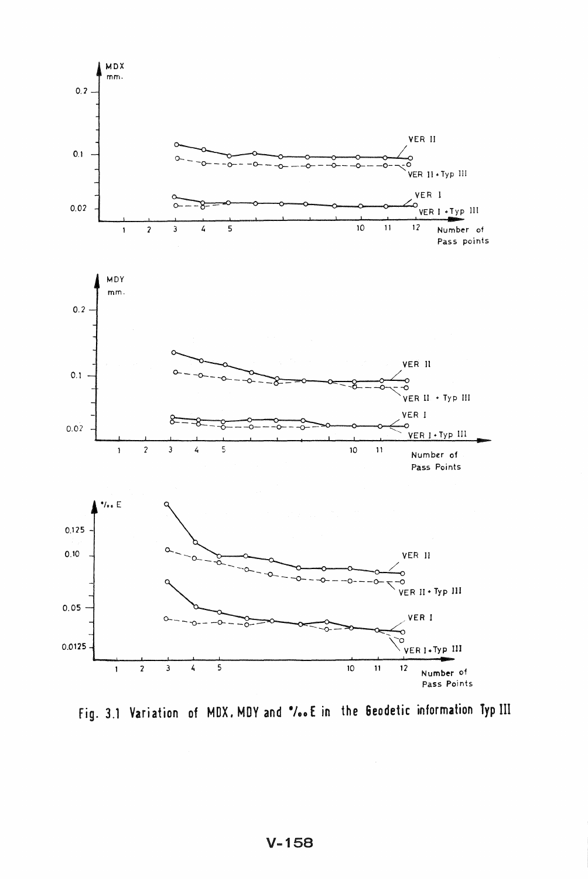Fig. 3.1 Variation of MDX, MDY and ‰ E in the Geodetic information Typ III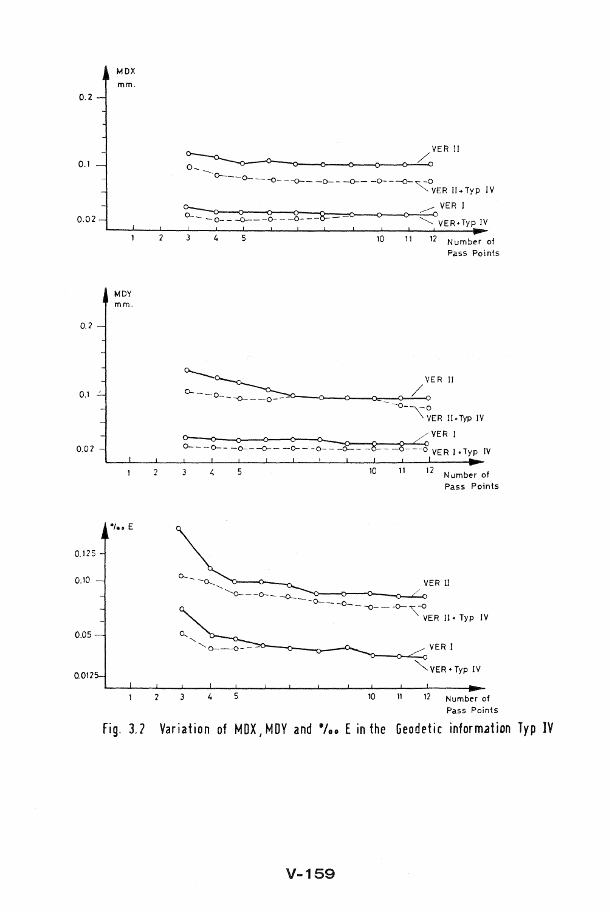Fig. 3.2 Variation of MDX, MDY and ‰ E in the Geodetic information Typ IV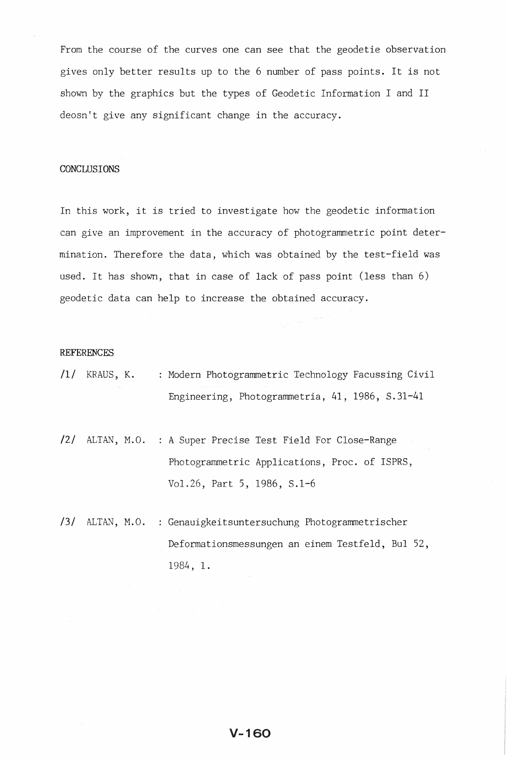From the course of the curves one can see that the geodetie observation gives only better results up to the 6 number of pass points. It is not shown by the graphics but the types of Geodetic Information I and II deosn't give any significant change in the accuracy.

## CONCLUSIONS

In this work, it is tried to investigate how the geodetic information can give an improvement in the accuracy of photogrammetric point determination. Therefore the data, which was obtained by the test-field was used. It has shown, that in case of lack of pass point (less than 6) geodetic data can help to increase the obtained accuracy.

## REFERENCES

/1/ KRAUS, K. : Modern Photogrammetric Technology Facussing Civil Engineering, Photogrammetria, 41, 1986, S.31-41

/2/ ALTAN, M.O. : A Super Precise Test Field For Close-Range Photogrammetric Applications, Proc. of ISPRS, Vol.26, Part 5, 1986, S.1-6

/3/ ALTAN, M.O. : Genauigkeitsuntersuchung Photogrammetrischer Deformationsmessungen an einem Testfeld, Bul 52, 1984, 1.